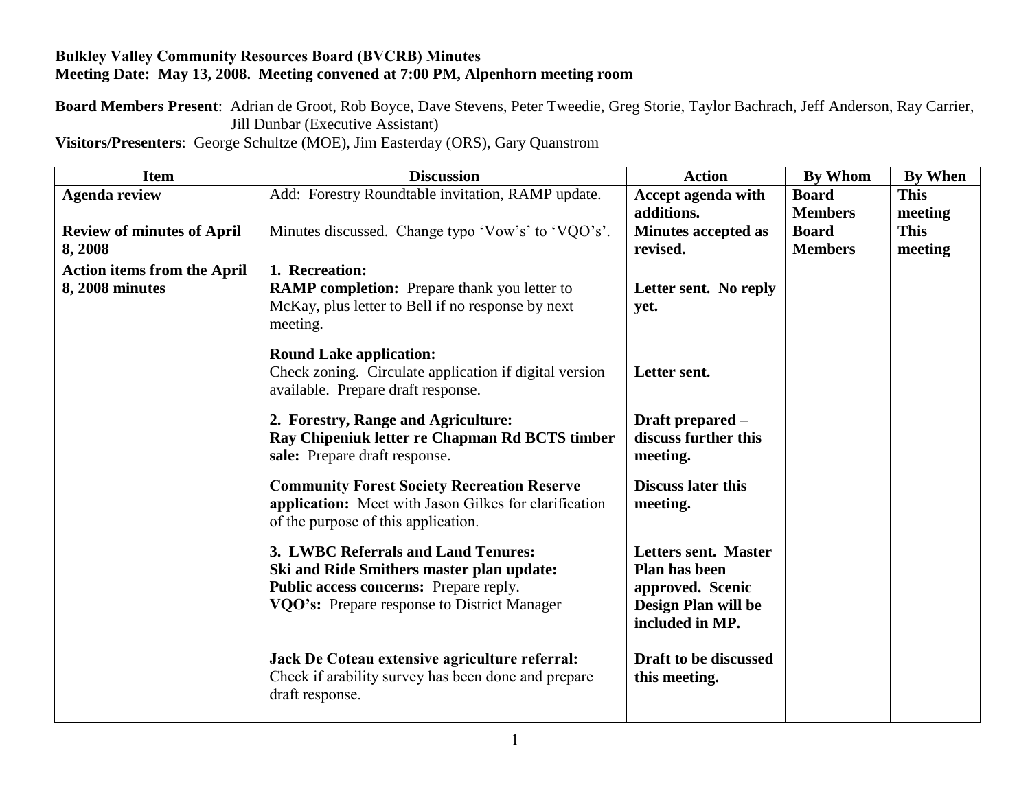**Bulkley Valley Community Resources Board (BVCRB) Minutes**
**Meeting Date: May 13, 2008. Meeting convened at 7:00 PM, Alpenhorn meeting room**

**Board Members Present**: Adrian de Groot, Rob Boyce, Dave Stevens, Peter Tweedie, Greg Storie, Taylor Bachrach, Jeff Anderson, Ray Carrier, Jill Dunbar (Executive Assistant)
**Visitors/Presenters**: George Schultze (MOE), Jim Easterday (ORS), Gary Quanstrom

| Item | Discussion | Action | By Whom | By When |
|---|---|---|---|---|
| **Agenda review** | Add: Forestry Roundtable invitation, RAMP update. | **Accept agenda with additions.** | **Board Members** | **This meeting** |
| **Review of minutes of April 8, 2008** | Minutes discussed. Change typo 'Vow's' to 'VQO's'. | **Minutes accepted as revised.** | **Board Members** | **This meeting** |
| **Action items from the April 8, 2008 minutes** | **1. Recreation:**<br>**RAMP completion:** Prepare thank you letter to McKay, plus letter to Bell if no response by next meeting. | **Letter sent. No reply yet.** | | |
| | **Round Lake application:**<br>Check zoning. Circulate application if digital version available. Prepare draft response. | **Letter sent.** | | |
| | **2. Forestry, Range and Agriculture:**<br>**Ray Chipeniuk letter re Chapman Rd BCTS timber sale:** Prepare draft response. | **Draft prepared – discuss further this meeting.** | | |
| | **Community Forest Society Recreation Reserve application:** Meet with Jason Gilkes for clarification of the purpose of this application. | **Discuss later this meeting.** | | |
| | **3. LWBC Referrals and Land Tenures:**<br>**Ski and Ride Smithers master plan update:**<br>**Public access concerns:** Prepare reply.<br>**VQO's:** Prepare response to District Manager | **Letters sent. Master Plan has been approved. Scenic Design Plan will be included in MP.** | | |
| | **Jack De Coteau extensive agriculture referral:** Check if arability survey has been done and prepare draft response. | **Draft to be discussed this meeting.** | | |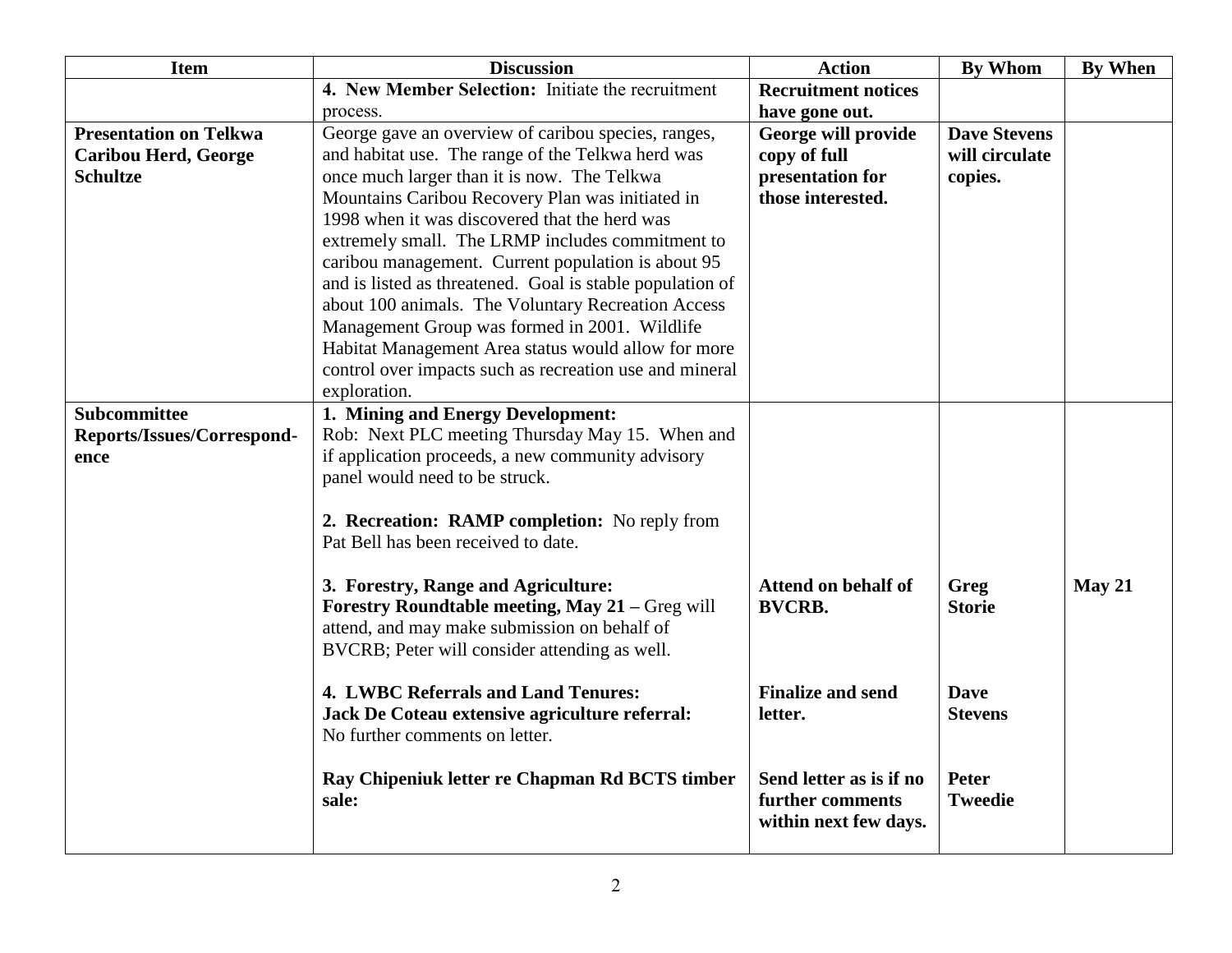| Item | Discussion | Action | By Whom | By When |
|---|---|---|---|---|
| | **4. New Member Selection:** Initiate the recruitment process. | **Recruitment notices have gone out.** | | |
| **Presentation on Telkwa Caribou Herd, George Schultze** | George gave an overview of caribou species, ranges, and habitat use. The range of the Telkwa herd was once much larger than it is now. The Telkwa Mountains Caribou Recovery Plan was initiated in 1998 when it was discovered that the herd was extremely small. The LRMP includes commitment to caribou management. Current population is about 95 and is listed as threatened. Goal is stable population of about 100 animals. The Voluntary Recreation Access Management Group was formed in 2001. Wildlife Habitat Management Area status would allow for more control over impacts such as recreation use and mineral exploration. | **George will provide copy of full presentation for those interested.** | **Dave Stevens will circulate copies.** | |
| **Subcommittee Reports/Issues/Correspond-ence** | **1. Mining and Energy Development:** Rob: Next PLC meeting Thursday May 15. When and if application proceeds, a new community advisory panel would need to be struck. | | | |
| | **2. Recreation: RAMP completion:** No reply from Pat Bell has been received to date. | | | |
| | **3. Forestry, Range and Agriculture:** **Forestry Roundtable meeting, May 21 –** Greg will attend, and may make submission on behalf of BVCRB; Peter will consider attending as well. | **Attend on behalf of BVCRB.** | **Greg Storie** | **May 21** |
| | **4. LWBC Referrals and Land Tenures:** **Jack De Coteau extensive agriculture referral:** No further comments on letter. | **Finalize and send letter.** | **Dave Stevens** | |
| | **Ray Chipeniuk letter re Chapman Rd BCTS timber sale:** | **Send letter as is if no further comments within next few days.** | **Peter Tweedie** | |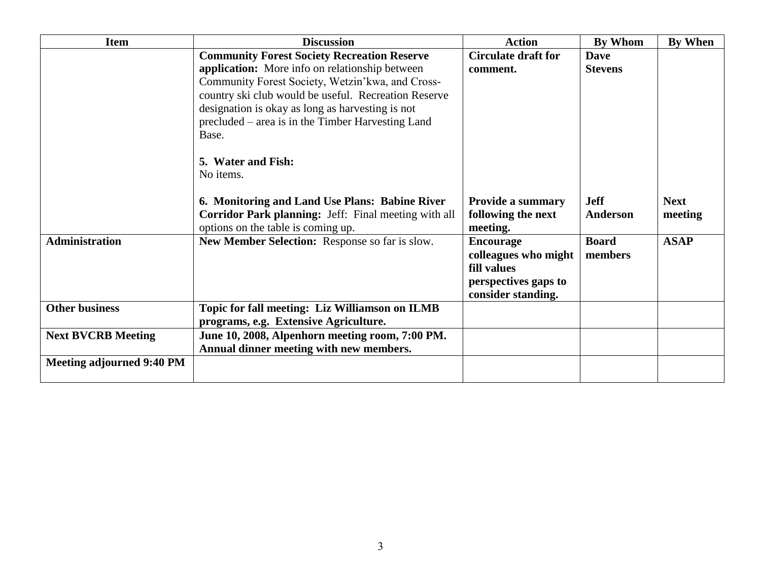| Item | Discussion | Action | By Whom | By When |
|---|---|---|---|---|
| | **Community Forest Society Recreation Reserve application:** More info on relationship between Community Forest Society, Wetzin'kwa, and Cross-country ski club would be useful. Recreation Reserve designation is okay as long as harvesting is not precluded – area is in the Timber Harvesting Land Base.<br><br>**5. Water and Fish:**<br>No items.<br><br>**6. Monitoring and Land Use Plans: Babine River Corridor Park planning:** Jeff: Final meeting with all options on the table is coming up. | **Circulate draft for comment.**<br><br><br><br><br><br><br><br>**Provide a summary following the next meeting.** | **Dave Stevens**<br><br><br><br><br><br><br><br>**Jeff Anderson** | <br><br><br><br><br><br><br><br>**Next meeting** |
| **Administration** | **New Member Selection:** Response so far is slow. | **Encourage colleagues who might fill values perspectives gaps to consider standing.** | **Board members** | **ASAP** |
| **Other business** | **Topic for fall meeting: Liz Williamson on ILMB programs, e.g. Extensive Agriculture.** | | | |
| **Next BVCRB Meeting** | **June 10, 2008, Alpenhorn meeting room, 7:00 PM. Annual dinner meeting with new members.** | | | |
| **Meeting adjourned 9:40 PM** | | | | |